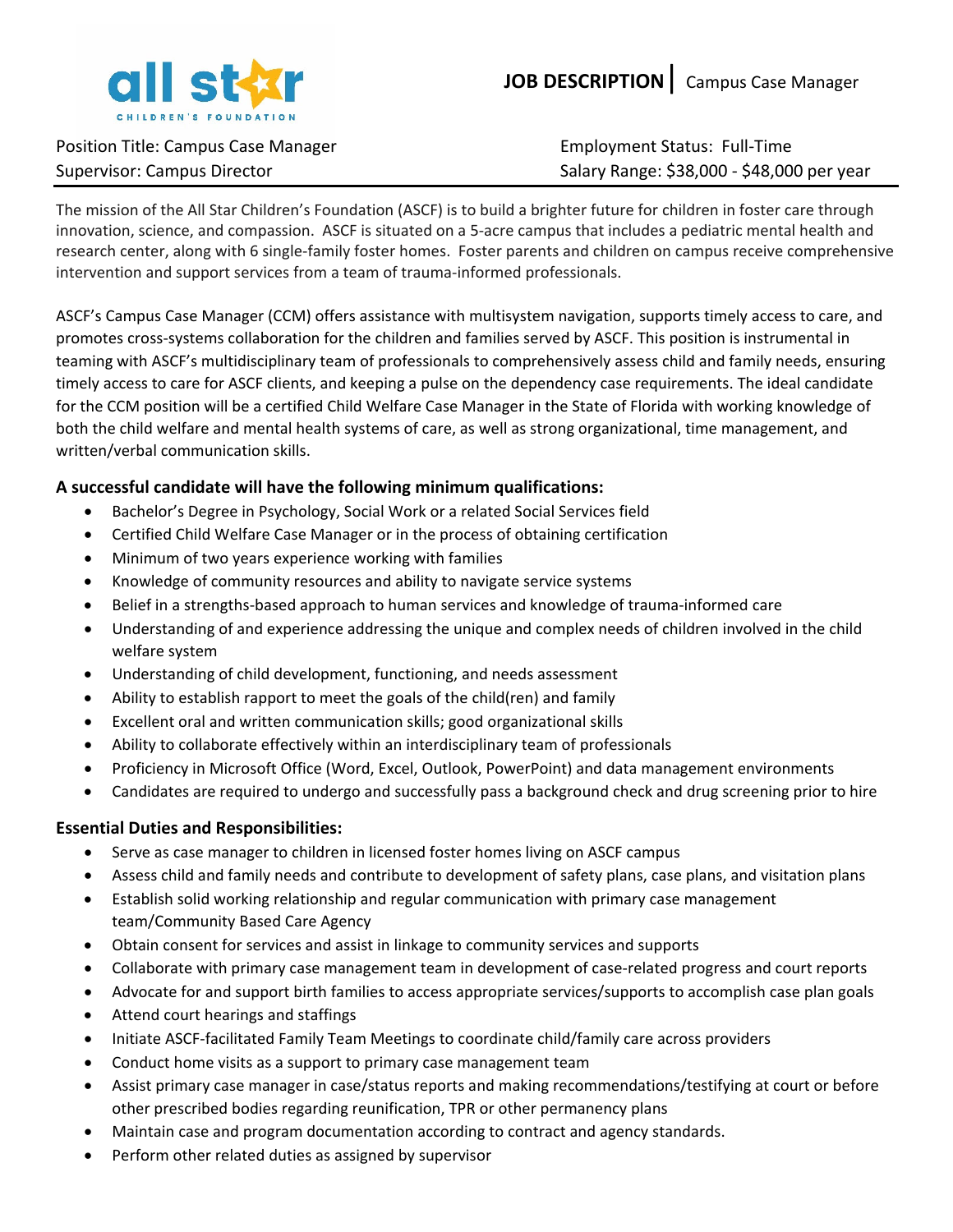all star CHILDREN'S FOUNDATION

**JOB DESCRIPTION** | Campus Case Manager

Position Title: Campus Case Manager
Supervisor: Campus Director

Employment Status: Full-Time
Salary Range: $38,000 - $48,000 per year

The mission of the All Star Children's Foundation (ASCF) is to build a brighter future for children in foster care through innovation, science, and compassion. ASCF is situated on a 5-acre campus that includes a pediatric mental health and research center, along with 6 single-family foster homes. Foster parents and children on campus receive comprehensive intervention and support services from a team of trauma-informed professionals.

ASCF's Campus Case Manager (CCM) offers assistance with multisystem navigation, supports timely access to care, and promotes cross-systems collaboration for the children and families served by ASCF. This position is instrumental in teaming with ASCF's multidisciplinary team of professionals to comprehensively assess child and family needs, ensuring timely access to care for ASCF clients, and keeping a pulse on the dependency case requirements. The ideal candidate for the CCM position will be a certified Child Welfare Case Manager in the State of Florida with working knowledge of both the child welfare and mental health systems of care, as well as strong organizational, time management, and written/verbal communication skills.

### A successful candidate will have the following minimum qualifications:

- Bachelor's Degree in Psychology, Social Work or a related Social Services field
- Certified Child Welfare Case Manager or in the process of obtaining certification
- Minimum of two years experience working with families
- Knowledge of community resources and ability to navigate service systems
- Belief in a strengths-based approach to human services and knowledge of trauma-informed care
- Understanding of and experience addressing the unique and complex needs of children involved in the child welfare system
- Understanding of child development, functioning, and needs assessment
- Ability to establish rapport to meet the goals of the child(ren) and family
- Excellent oral and written communication skills; good organizational skills
- Ability to collaborate effectively within an interdisciplinary team of professionals
- Proficiency in Microsoft Office (Word, Excel, Outlook, PowerPoint) and data management environments
- Candidates are required to undergo and successfully pass a background check and drug screening prior to hire

### Essential Duties and Responsibilities:

- Serve as case manager to children in licensed foster homes living on ASCF campus
- Assess child and family needs and contribute to development of safety plans, case plans, and visitation plans
- Establish solid working relationship and regular communication with primary case management team/Community Based Care Agency
- Obtain consent for services and assist in linkage to community services and supports
- Collaborate with primary case management team in development of case-related progress and court reports
- Advocate for and support birth families to access appropriate services/supports to accomplish case plan goals
- Attend court hearings and staffings
- Initiate ASCF-facilitated Family Team Meetings to coordinate child/family care across providers
- Conduct home visits as a support to primary case management team
- Assist primary case manager in case/status reports and making recommendations/testifying at court or before other prescribed bodies regarding reunification, TPR or other permanency plans
- Maintain case and program documentation according to contract and agency standards.
- Perform other related duties as assigned by supervisor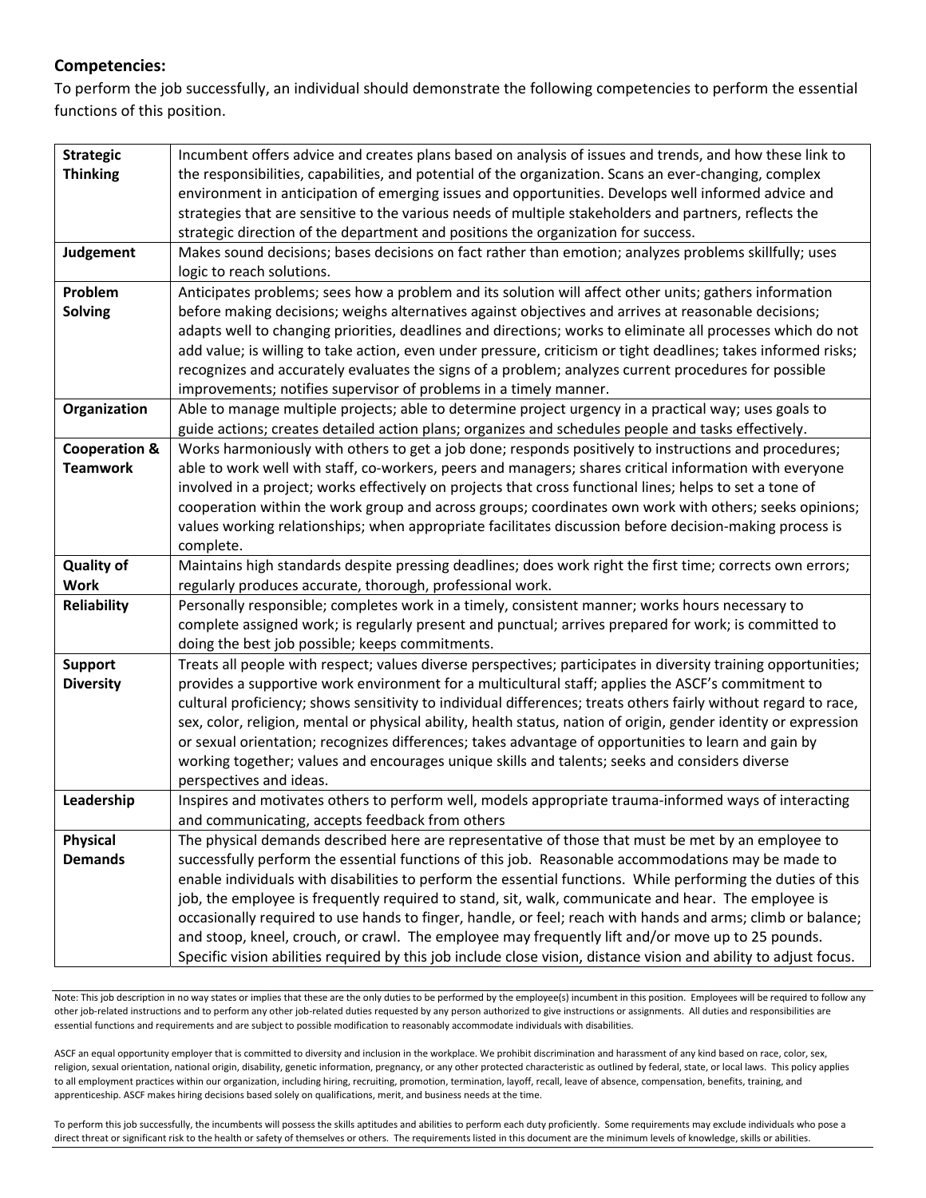**Competencies:**

To perform the job successfully, an individual should demonstrate the following competencies to perform the essential functions of this position.

| | |
|---|---|
| **Strategic Thinking** | Incumbent offers advice and creates plans based on analysis of issues and trends, and how these link to the responsibilities, capabilities, and potential of the organization. Scans an ever-changing, complex environment in anticipation of emerging issues and opportunities. Develops well informed advice and strategies that are sensitive to the various needs of multiple stakeholders and partners, reflects the strategic direction of the department and positions the organization for success. |
| **Judgement** | Makes sound decisions; bases decisions on fact rather than emotion; analyzes problems skillfully; uses logic to reach solutions. |
| **Problem Solving** | Anticipates problems; sees how a problem and its solution will affect other units; gathers information before making decisions; weighs alternatives against objectives and arrives at reasonable decisions; adapts well to changing priorities, deadlines and directions; works to eliminate all processes which do not add value; is willing to take action, even under pressure, criticism or tight deadlines; takes informed risks; recognizes and accurately evaluates the signs of a problem; analyzes current procedures for possible improvements; notifies supervisor of problems in a timely manner. |
| **Organization** | Able to manage multiple projects; able to determine project urgency in a practical way; uses goals to guide actions; creates detailed action plans; organizes and schedules people and tasks effectively. |
| **Cooperation & Teamwork** | Works harmoniously with others to get a job done; responds positively to instructions and procedures; able to work well with staff, co-workers, peers and managers; shares critical information with everyone involved in a project; works effectively on projects that cross functional lines; helps to set a tone of cooperation within the work group and across groups; coordinates own work with others; seeks opinions; values working relationships; when appropriate facilitates discussion before decision-making process is complete. |
| **Quality of Work** | Maintains high standards despite pressing deadlines; does work right the first time; corrects own errors; regularly produces accurate, thorough, professional work. |
| **Reliability** | Personally responsible; completes work in a timely, consistent manner; works hours necessary to complete assigned work; is regularly present and punctual; arrives prepared for work; is committed to doing the best job possible; keeps commitments. |
| **Support Diversity** | Treats all people with respect; values diverse perspectives; participates in diversity training opportunities; provides a supportive work environment for a multicultural staff; applies the ASCF's commitment to cultural proficiency; shows sensitivity to individual differences; treats others fairly without regard to race, sex, color, religion, mental or physical ability, health status, nation of origin, gender identity or expression or sexual orientation; recognizes differences; takes advantage of opportunities to learn and gain by working together; values and encourages unique skills and talents; seeks and considers diverse perspectives and ideas. |
| **Leadership** | Inspires and motivates others to perform well, models appropriate trauma-informed ways of interacting and communicating, accepts feedback from others |
| **Physical Demands** | The physical demands described here are representative of those that must be met by an employee to successfully perform the essential functions of this job. Reasonable accommodations may be made to enable individuals with disabilities to perform the essential functions. While performing the duties of this job, the employee is frequently required to stand, sit, walk, communicate and hear. The employee is occasionally required to use hands to finger, handle, or feel; reach with hands and arms; climb or balance; and stoop, kneel, crouch, or crawl. The employee may frequently lift and/or move up to 25 pounds. Specific vision abilities required by this job include close vision, distance vision and ability to adjust focus. |

Note: This job description in no way states or implies that these are the only duties to be performed by the employee(s) incumbent in this position. Employees will be required to follow any other job-related instructions and to perform any other job-related duties requested by any person authorized to give instructions or assignments. All duties and responsibilities are essential functions and requirements and are subject to possible modification to reasonably accommodate individuals with disabilities.

ASCF an equal opportunity employer that is committed to diversity and inclusion in the workplace. We prohibit discrimination and harassment of any kind based on race, color, sex, religion, sexual orientation, national origin, disability, genetic information, pregnancy, or any other protected characteristic as outlined by federal, state, or local laws. This policy applies to all employment practices within our organization, including hiring, recruiting, promotion, termination, layoff, recall, leave of absence, compensation, benefits, training, and apprenticeship. ASCF makes hiring decisions based solely on qualifications, merit, and business needs at the time.

To perform this job successfully, the incumbents will possess the skills aptitudes and abilities to perform each duty proficiently. Some requirements may exclude individuals who pose a direct threat or significant risk to the health or safety of themselves or others. The requirements listed in this document are the minimum levels of knowledge, skills or abilities.